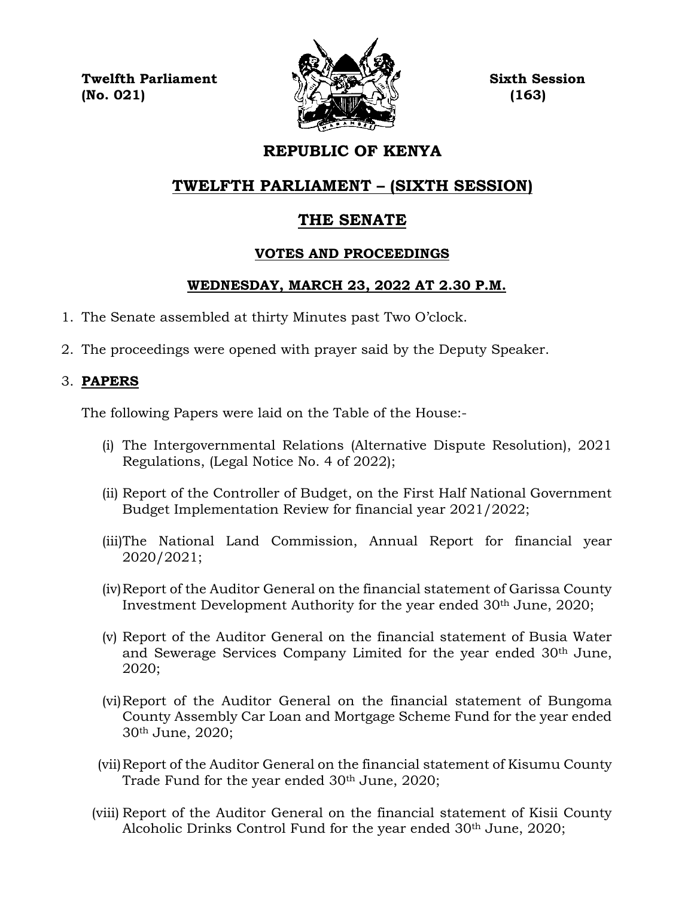**Twelfth Parliament** **Sixth Session**
**(No. 021)** **(163)**

# REPUBLIC OF KENYA

## TWELFTH PARLIAMENT – (SIXTH SESSION)

## THE SENATE

### VOTES AND PROCEEDINGS

### WEDNESDAY, MARCH 23, 2022 AT 2.30 P.M.

1. The Senate assembled at thirty Minutes past Two O'clock.

2. The proceedings were opened with prayer said by the Deputy Speaker.

3. **PAPERS**

   The following Papers were laid on the Table of the House:-

   (i) The Intergovernmental Relations (Alternative Dispute Resolution), 2021 Regulations, (Legal Notice No. 4 of 2022);

   (ii) Report of the Controller of Budget, on the First Half National Government Budget Implementation Review for financial year 2021/2022;

   (iii) The National Land Commission, Annual Report for financial year 2020/2021;

   (iv) Report of the Auditor General on the financial statement of Garissa County Investment Development Authority for the year ended 30th June, 2020;

   (v) Report of the Auditor General on the financial statement of Busia Water and Sewerage Services Company Limited for the year ended 30th June, 2020;

   (vi) Report of the Auditor General on the financial statement of Bungoma County Assembly Car Loan and Mortgage Scheme Fund for the year ended 30th June, 2020;

   (vii) Report of the Auditor General on the financial statement of Kisumu County Trade Fund for the year ended 30th June, 2020;

   (viii) Report of the Auditor General on the financial statement of Kisii County Alcoholic Drinks Control Fund for the year ended 30th June, 2020;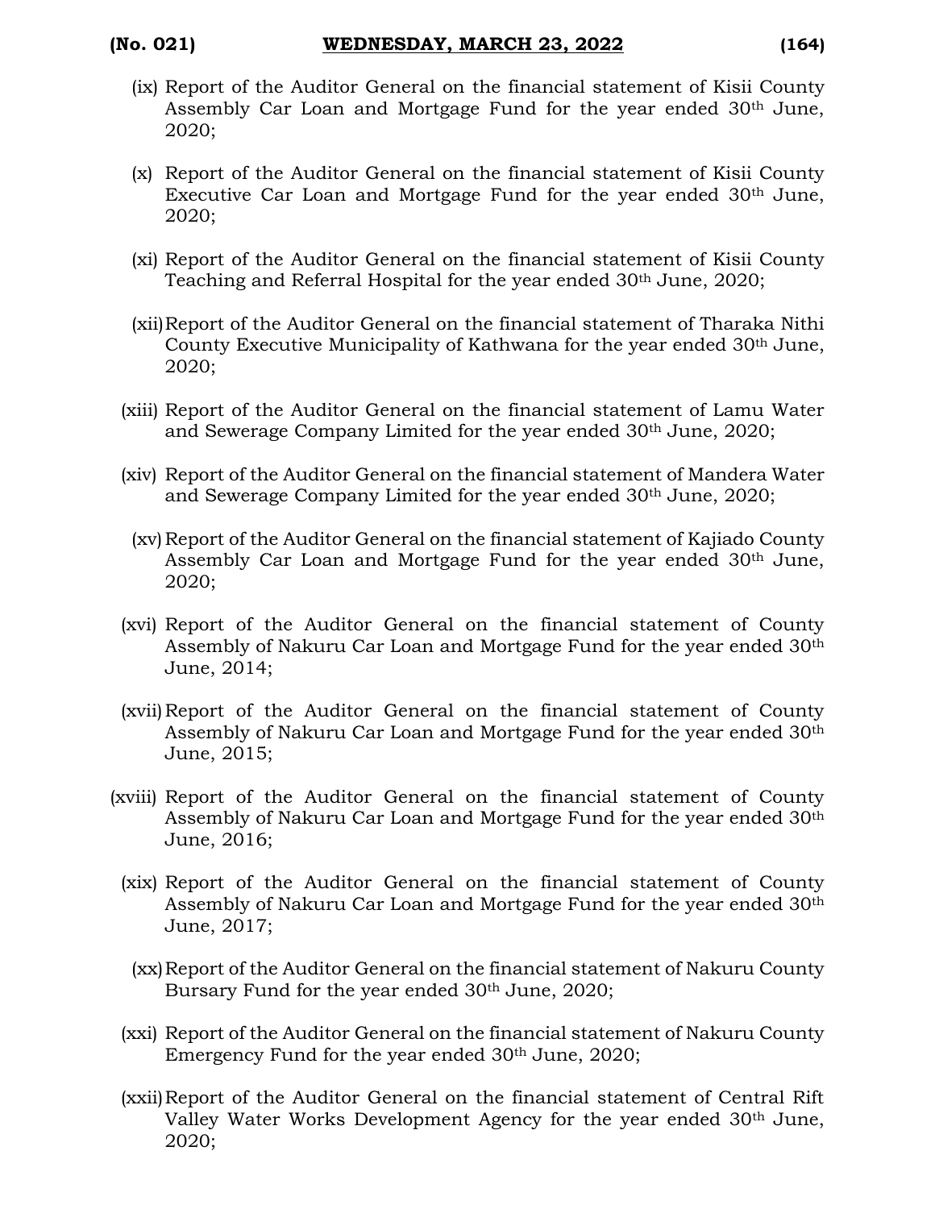(ix) Report of the Auditor General on the financial statement of Kisii County Assembly Car Loan and Mortgage Fund for the year ended 30th June, 2020;

(x) Report of the Auditor General on the financial statement of Kisii County Executive Car Loan and Mortgage Fund for the year ended 30th June, 2020;

(xi) Report of the Auditor General on the financial statement of Kisii County Teaching and Referral Hospital for the year ended 30th June, 2020;

(xii) Report of the Auditor General on the financial statement of Tharaka Nithi County Executive Municipality of Kathwana for the year ended 30th June, 2020;

(xiii) Report of the Auditor General on the financial statement of Lamu Water and Sewerage Company Limited for the year ended 30th June, 2020;

(xiv) Report of the Auditor General on the financial statement of Mandera Water and Sewerage Company Limited for the year ended 30th June, 2020;

(xv) Report of the Auditor General on the financial statement of Kajiado County Assembly Car Loan and Mortgage Fund for the year ended 30th June, 2020;

(xvi) Report of the Auditor General on the financial statement of County Assembly of Nakuru Car Loan and Mortgage Fund for the year ended 30th June, 2014;

(xvii) Report of the Auditor General on the financial statement of County Assembly of Nakuru Car Loan and Mortgage Fund for the year ended 30th June, 2015;

(xviii) Report of the Auditor General on the financial statement of County Assembly of Nakuru Car Loan and Mortgage Fund for the year ended 30th June, 2016;

(xix) Report of the Auditor General on the financial statement of County Assembly of Nakuru Car Loan and Mortgage Fund for the year ended 30th June, 2017;

(xx) Report of the Auditor General on the financial statement of Nakuru County Bursary Fund for the year ended 30th June, 2020;

(xxi) Report of the Auditor General on the financial statement of Nakuru County Emergency Fund for the year ended 30th June, 2020;

(xxii) Report of the Auditor General on the financial statement of Central Rift Valley Water Works Development Agency for the year ended 30th June, 2020;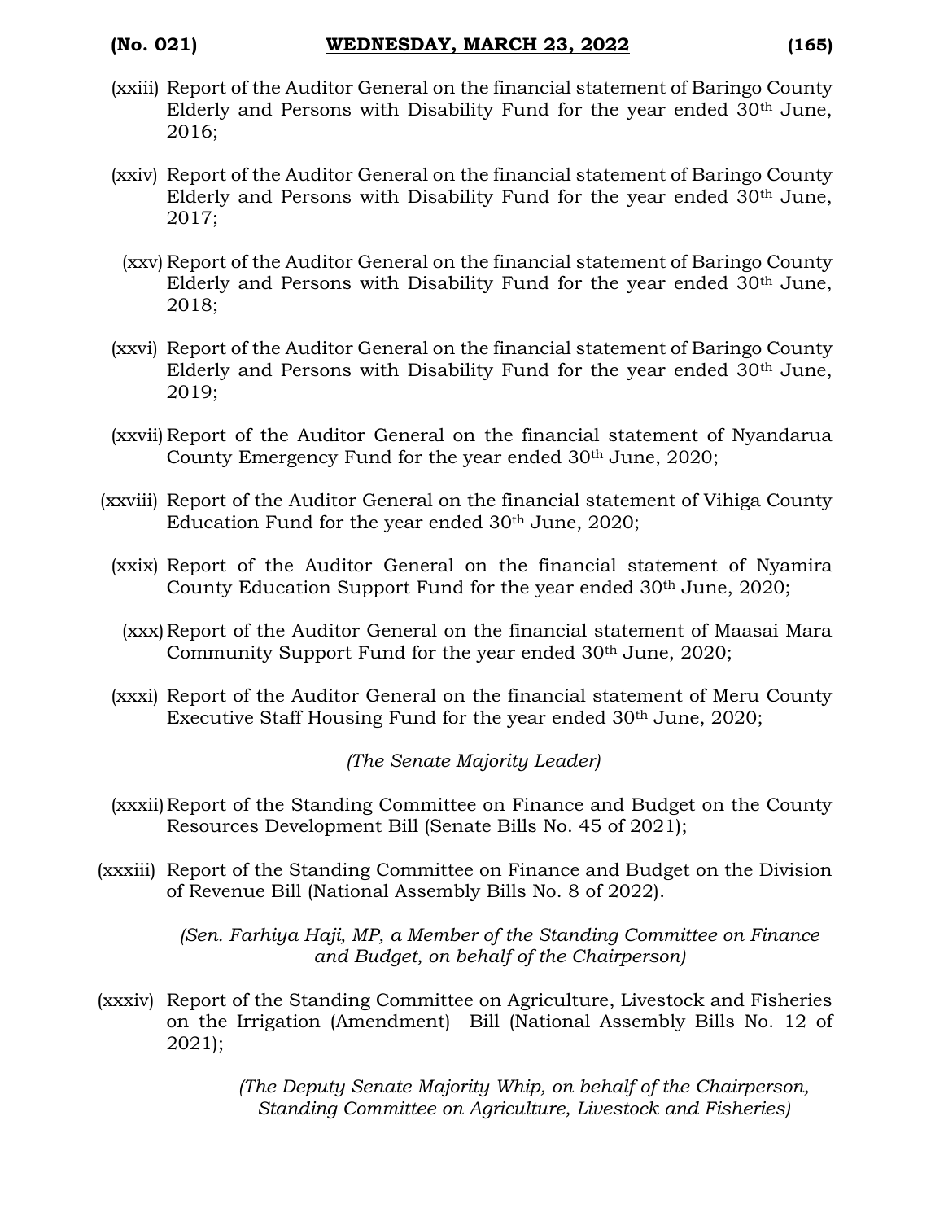(xxiii) Report of the Auditor General on the financial statement of Baringo County Elderly and Persons with Disability Fund for the year ended 30th June, 2016;

(xxiv) Report of the Auditor General on the financial statement of Baringo County Elderly and Persons with Disability Fund for the year ended 30th June, 2017;

(xxv) Report of the Auditor General on the financial statement of Baringo County Elderly and Persons with Disability Fund for the year ended 30th June, 2018;

(xxvi) Report of the Auditor General on the financial statement of Baringo County Elderly and Persons with Disability Fund for the year ended 30th June, 2019;

(xxvii) Report of the Auditor General on the financial statement of Nyandarua County Emergency Fund for the year ended 30th June, 2020;

(xxviii) Report of the Auditor General on the financial statement of Vihiga County Education Fund for the year ended 30th June, 2020;

(xxix) Report of the Auditor General on the financial statement of Nyamira County Education Support Fund for the year ended 30th June, 2020;

(xxx) Report of the Auditor General on the financial statement of Maasai Mara Community Support Fund for the year ended 30th June, 2020;

(xxxi) Report of the Auditor General on the financial statement of Meru County Executive Staff Housing Fund for the year ended 30th June, 2020;

*(The Senate Majority Leader)*

(xxxii) Report of the Standing Committee on Finance and Budget on the County Resources Development Bill (Senate Bills No. 45 of 2021);

(xxxiii) Report of the Standing Committee on Finance and Budget on the Division of Revenue Bill (National Assembly Bills No. 8 of 2022).

*(Sen. Farhiya Haji, MP, a Member of the Standing Committee on Finance and Budget, on behalf of the Chairperson)*

(xxxiv) Report of the Standing Committee on Agriculture, Livestock and Fisheries on the Irrigation (Amendment) Bill (National Assembly Bills No. 12 of 2021);

*(The Deputy Senate Majority Whip, on behalf of the Chairperson, Standing Committee on Agriculture, Livestock and Fisheries)*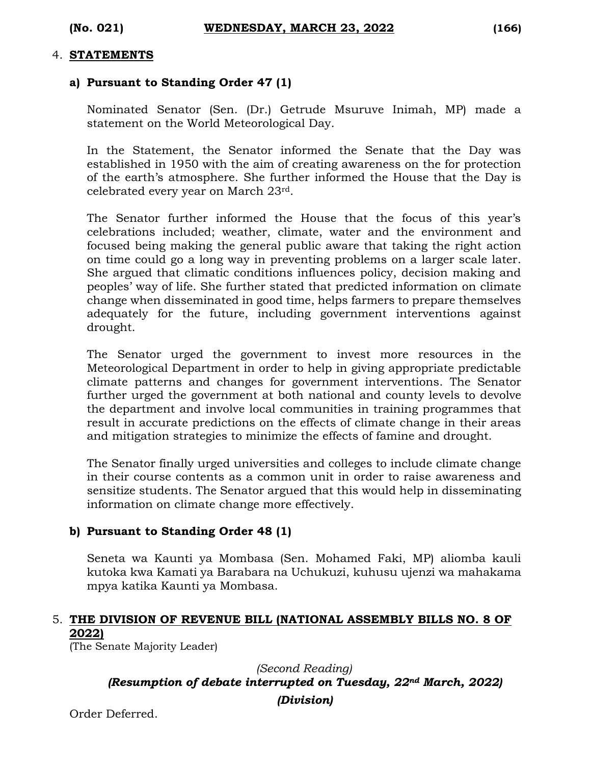4. **STATEMENTS**

**a) Pursuant to Standing Order 47 (1)**

Nominated Senator (Sen. (Dr.) Getrude Msuruve Inimah, MP) made a statement on the World Meteorological Day.

In the Statement, the Senator informed the Senate that the Day was established in 1950 with the aim of creating awareness on the for protection of the earth's atmosphere. She further informed the House that the Day is celebrated every year on March 23rd.

The Senator further informed the House that the focus of this year's celebrations included; weather, climate, water and the environment and focused being making the general public aware that taking the right action on time could go a long way in preventing problems on a larger scale later. She argued that climatic conditions influences policy, decision making and peoples' way of life. She further stated that predicted information on climate change when disseminated in good time, helps farmers to prepare themselves adequately for the future, including government interventions against drought.

The Senator urged the government to invest more resources in the Meteorological Department in order to help in giving appropriate predictable climate patterns and changes for government interventions. The Senator further urged the government at both national and county levels to devolve the department and involve local communities in training programmes that result in accurate predictions on the effects of climate change in their areas and mitigation strategies to minimize the effects of famine and drought.

The Senator finally urged universities and colleges to include climate change in their course contents as a common unit in order to raise awareness and sensitize students. The Senator argued that this would help in disseminating information on climate change more effectively.

**b) Pursuant to Standing Order 48 (1)**

Seneta wa Kaunti ya Mombasa (Sen. Mohamed Faki, MP) aliomba kauli kutoka kwa Kamati ya Barabara na Uchukuzi, kuhusu ujenzi wa mahakama mpya katika Kaunti ya Mombasa.

5. **THE DIVISION OF REVENUE BILL (NATIONAL ASSEMBLY BILLS NO. 8 OF 2022)**
(The Senate Majority Leader)

*(Second Reading)*
***(Resumption of debate interrupted on Tuesday, 22nd March, 2022)***
***(Division)***

Order Deferred.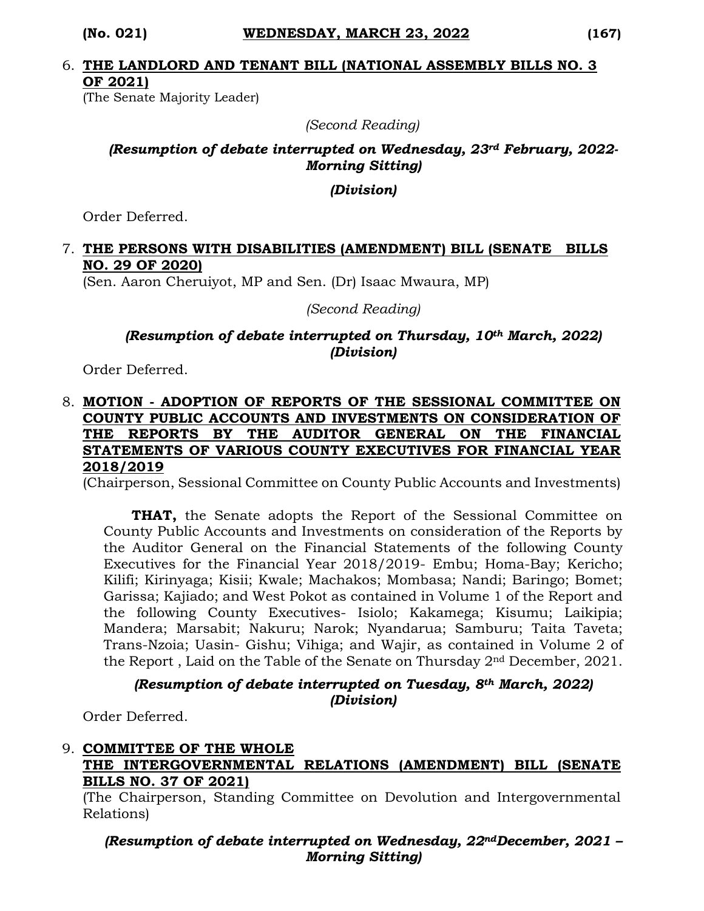6. **THE LANDLORD AND TENANT BILL (NATIONAL ASSEMBLY BILLS NO. 3 OF 2021)**
(The Senate Majority Leader)

*(Second Reading)*

***(Resumption of debate interrupted on Wednesday, 23rd February, 2022- Morning Sitting)***

***(Division)***

Order Deferred.

7. **THE PERSONS WITH DISABILITIES (AMENDMENT) BILL (SENATE BILLS NO. 29 OF 2020)**
(Sen. Aaron Cheruiyot, MP and Sen. (Dr) Isaac Mwaura, MP)

*(Second Reading)*

***(Resumption of debate interrupted on Thursday, 10th March, 2022)***
***(Division)***

Order Deferred.

8. **MOTION - ADOPTION OF REPORTS OF THE SESSIONAL COMMITTEE ON COUNTY PUBLIC ACCOUNTS AND INVESTMENTS ON CONSIDERATION OF THE REPORTS BY THE AUDITOR GENERAL ON THE FINANCIAL STATEMENTS OF VARIOUS COUNTY EXECUTIVES FOR FINANCIAL YEAR 2018/2019**
(Chairperson, Sessional Committee on County Public Accounts and Investments)

**THAT,** the Senate adopts the Report of the Sessional Committee on County Public Accounts and Investments on consideration of the Reports by the Auditor General on the Financial Statements of the following County Executives for the Financial Year 2018/2019- Embu; Homa-Bay; Kericho; Kilifi; Kirinyaga; Kisii; Kwale; Machakos; Mombasa; Nandi; Baringo; Bomet; Garissa; Kajiado; and West Pokot as contained in Volume 1 of the Report and the following County Executives- Isiolo; Kakamega; Kisumu; Laikipia; Mandera; Marsabit; Nakuru; Narok; Nyandarua; Samburu; Taita Taveta; Trans-Nzoia; Uasin- Gishu; Vihiga; and Wajir, as contained in Volume 2 of the Report , Laid on the Table of the Senate on Thursday 2nd December, 2021.

***(Resumption of debate interrupted on Tuesday, 8th March, 2022)***
***(Division)***

Order Deferred.

9. **COMMITTEE OF THE WHOLE**
**THE INTERGOVERNMENTAL RELATIONS (AMENDMENT) BILL (SENATE BILLS NO. 37 OF 2021)**
(The Chairperson, Standing Committee on Devolution and Intergovernmental Relations)

***(Resumption of debate interrupted on Wednesday, 22nd December, 2021 – Morning Sitting)***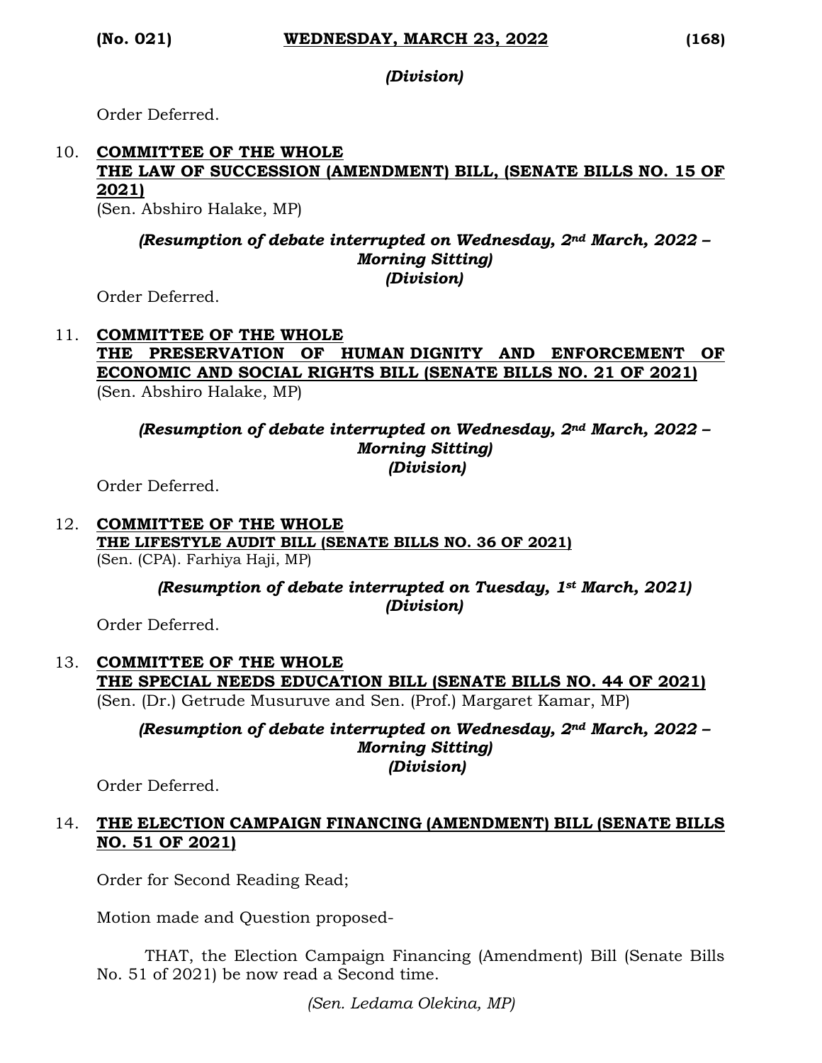*(Division)*

Order Deferred.

10. **COMMITTEE OF THE WHOLE**
**THE LAW OF SUCCESSION (AMENDMENT) BILL, (SENATE BILLS NO. 15 OF 2021)**
(Sen. Abshiro Halake, MP)

*(Resumption of debate interrupted on Wednesday, 2nd March, 2022 – Morning Sitting)*
*(Division)*

Order Deferred.

11. **COMMITTEE OF THE WHOLE**
**THE PRESERVATION OF HUMAN DIGNITY AND ENFORCEMENT OF ECONOMIC AND SOCIAL RIGHTS BILL (SENATE BILLS NO. 21 OF 2021)**
(Sen. Abshiro Halake, MP)

*(Resumption of debate interrupted on Wednesday, 2nd March, 2022 – Morning Sitting)*
*(Division)*

Order Deferred.

12. **COMMITTEE OF THE WHOLE**
**THE LIFESTYLE AUDIT BILL (SENATE BILLS NO. 36 OF 2021)**
(Sen. (CPA). Farhiya Haji, MP)

*(Resumption of debate interrupted on Tuesday, 1st March, 2021)*
*(Division)*

Order Deferred.

13. **COMMITTEE OF THE WHOLE**
**THE SPECIAL NEEDS EDUCATION BILL (SENATE BILLS NO. 44 OF 2021)**
(Sen. (Dr.) Getrude Musuruve and Sen. (Prof.) Margaret Kamar, MP)

*(Resumption of debate interrupted on Wednesday, 2nd March, 2022 – Morning Sitting)*
*(Division)*

Order Deferred.

14. **THE ELECTION CAMPAIGN FINANCING (AMENDMENT) BILL (SENATE BILLS NO. 51 OF 2021)**

Order for Second Reading Read;

Motion made and Question proposed-

THAT, the Election Campaign Financing (Amendment) Bill (Senate Bills No. 51 of 2021) be now read a Second time.

*(Sen. Ledama Olekina, MP)*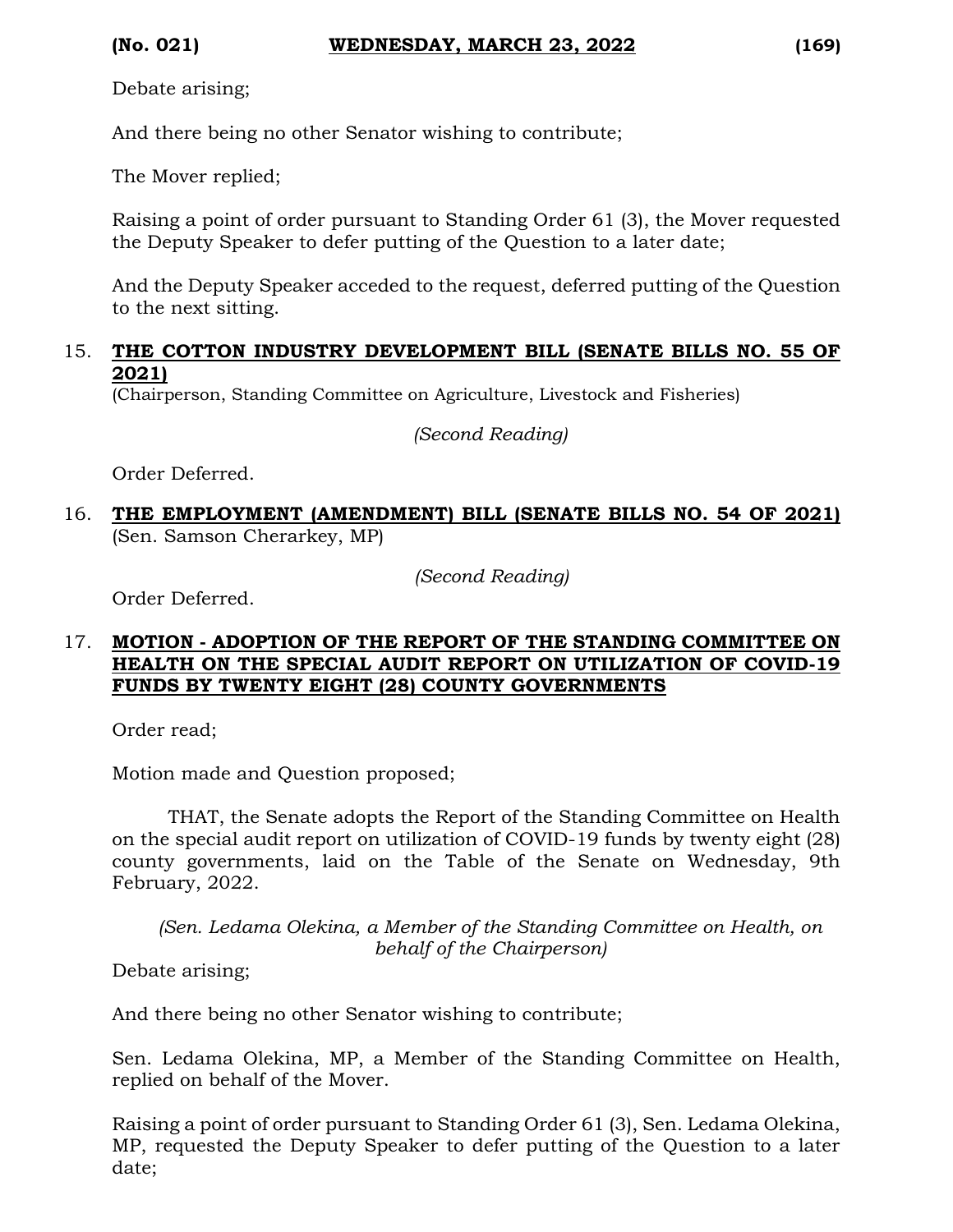Debate arising;

And there being no other Senator wishing to contribute;

The Mover replied;

Raising a point of order pursuant to Standing Order 61 (3), the Mover requested the Deputy Speaker to defer putting of the Question to a later date;

And the Deputy Speaker acceded to the request, deferred putting of the Question to the next sitting.

15. **THE COTTON INDUSTRY DEVELOPMENT BILL (SENATE BILLS NO. 55 OF 2021)**
(Chairperson, Standing Committee on Agriculture, Livestock and Fisheries)

*(Second Reading)*

Order Deferred.

16. **THE EMPLOYMENT (AMENDMENT) BILL (SENATE BILLS NO. 54 OF 2021)**
(Sen. Samson Cherarkey, MP)

*(Second Reading)*

Order Deferred.

17. **MOTION - ADOPTION OF THE REPORT OF THE STANDING COMMITTEE ON HEALTH ON THE SPECIAL AUDIT REPORT ON UTILIZATION OF COVID-19 FUNDS BY TWENTY EIGHT (28) COUNTY GOVERNMENTS**

Order read;

Motion made and Question proposed;

THAT, the Senate adopts the Report of the Standing Committee on Health on the special audit report on utilization of COVID-19 funds by twenty eight (28) county governments, laid on the Table of the Senate on Wednesday, 9th February, 2022.

*(Sen. Ledama Olekina, a Member of the Standing Committee on Health, on behalf of the Chairperson)*

Debate arising;

And there being no other Senator wishing to contribute;

Sen. Ledama Olekina, MP, a Member of the Standing Committee on Health, replied on behalf of the Mover.

Raising a point of order pursuant to Standing Order 61 (3), Sen. Ledama Olekina, MP, requested the Deputy Speaker to defer putting of the Question to a later date;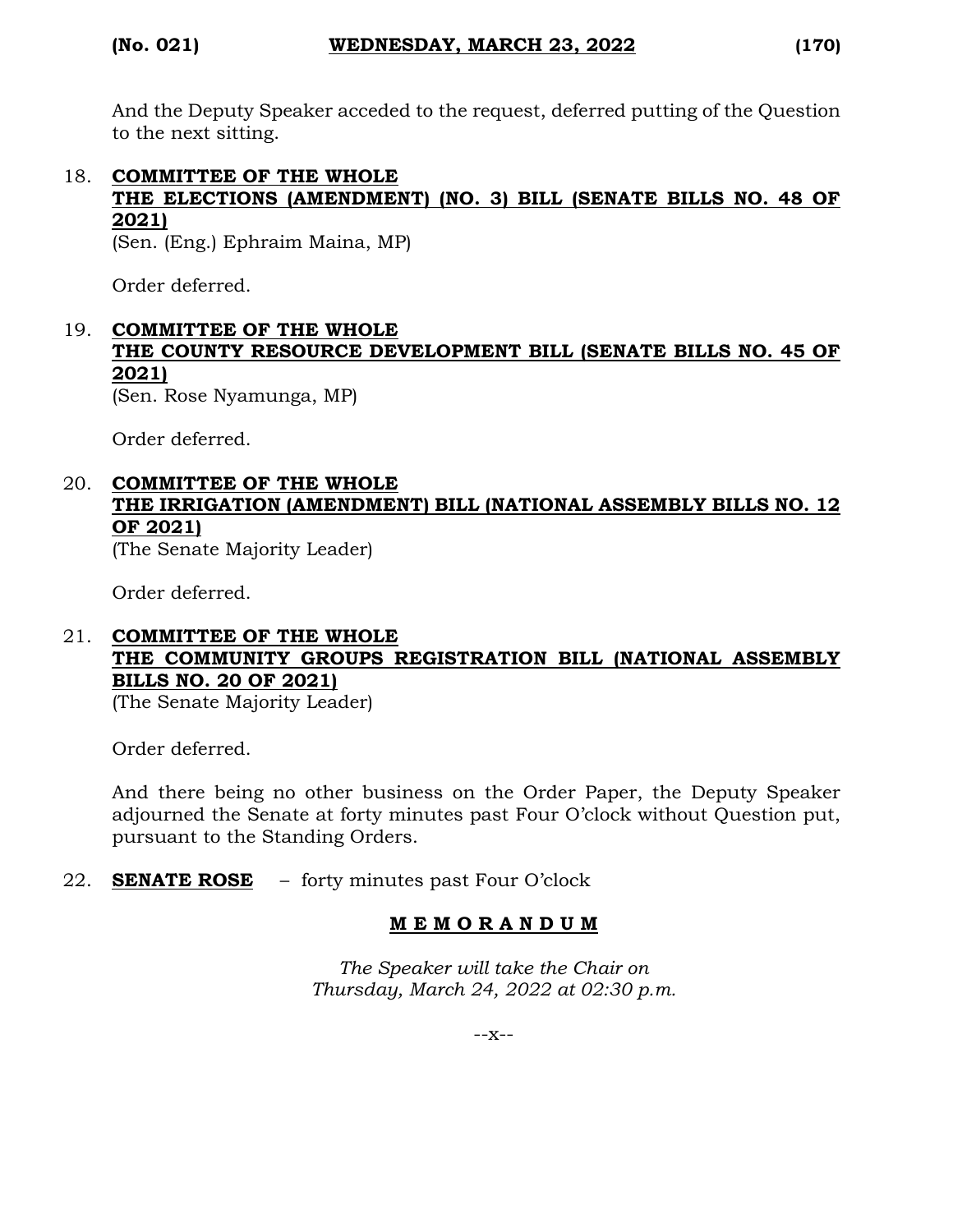And the Deputy Speaker acceded to the request, deferred putting of the Question to the next sitting.

18. **COMMITTEE OF THE WHOLE**
**THE ELECTIONS (AMENDMENT) (NO. 3) BILL (SENATE BILLS NO. 48 OF 2021)**
(Sen. (Eng.) Ephraim Maina, MP)

Order deferred.

19. **COMMITTEE OF THE WHOLE**
**THE COUNTY RESOURCE DEVELOPMENT BILL (SENATE BILLS NO. 45 OF 2021)**
(Sen. Rose Nyamunga, MP)

Order deferred.

20. **COMMITTEE OF THE WHOLE**
**THE IRRIGATION (AMENDMENT) BILL (NATIONAL ASSEMBLY BILLS NO. 12 OF 2021)**
(The Senate Majority Leader)

Order deferred.

21. **COMMITTEE OF THE WHOLE**
**THE COMMUNITY GROUPS REGISTRATION BILL (NATIONAL ASSEMBLY BILLS NO. 20 OF 2021)**
(The Senate Majority Leader)

Order deferred.

And there being no other business on the Order Paper, the Deputy Speaker adjourned the Senate at forty minutes past Four O'clock without Question put, pursuant to the Standing Orders.

22. **SENATE ROSE** – forty minutes past Four O'clock

**M E M O R A N D U M**

*The Speaker will take the Chair on Thursday, March 24, 2022 at 02:30 p.m.*

--x--